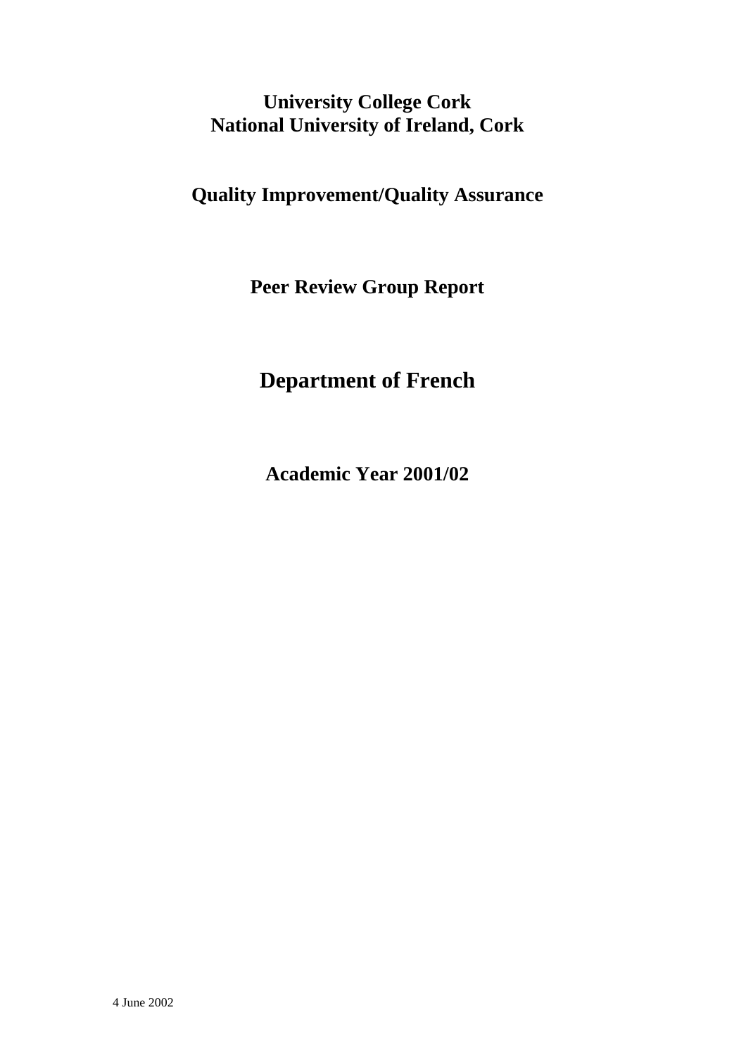# University College Cork
# National University of Ireland, Cork

## Quality Improvement/Quality Assurance

## Peer Review Group Report

# Department of French

## Academic Year 2001/02

4 June 2002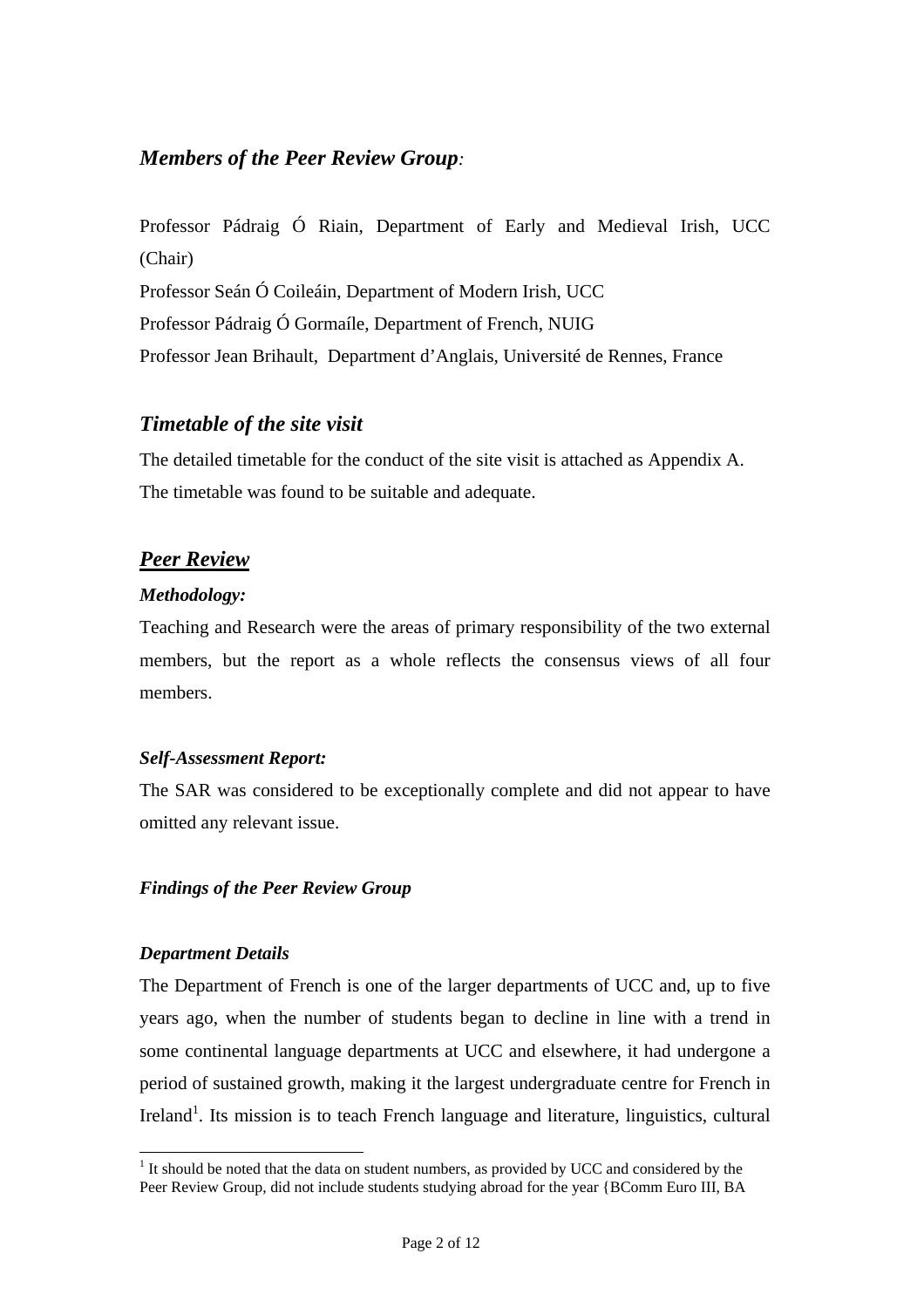## *Members of the Peer Review Group:*

Professor Pádraig Ó Riain, Department of Early and Medieval Irish, UCC (Chair)
Professor Seán Ó Coileáin, Department of Modern Irish, UCC
Professor Pádraig Ó Gormaíle, Department of French, NUIG
Professor Jean Brihault, Department d'Anglais, Université de Rennes, France

## *Timetable of the site visit*

The detailed timetable for the conduct of the site visit is attached as Appendix A. The timetable was found to be suitable and adequate.

## ***Peer Review***

### *Methodology:*

Teaching and Research were the areas of primary responsibility of the two external members, but the report as a whole reflects the consensus views of all four members.

### *Self-Assessment Report:*

The SAR was considered to be exceptionally complete and did not appear to have omitted any relevant issue.

### *Findings of the Peer Review Group*

### *Department Details*

The Department of French is one of the larger departments of UCC and, up to five years ago, when the number of students began to decline in line with a trend in some continental language departments at UCC and elsewhere, it had undergone a period of sustained growth, making it the largest undergraduate centre for French in Ireland[1]. Its mission is to teach French language and literature, linguistics, cultural

[1] It should be noted that the data on student numbers, as provided by UCC and considered by the Peer Review Group, did not include students studying abroad for the year {BComm Euro III, BA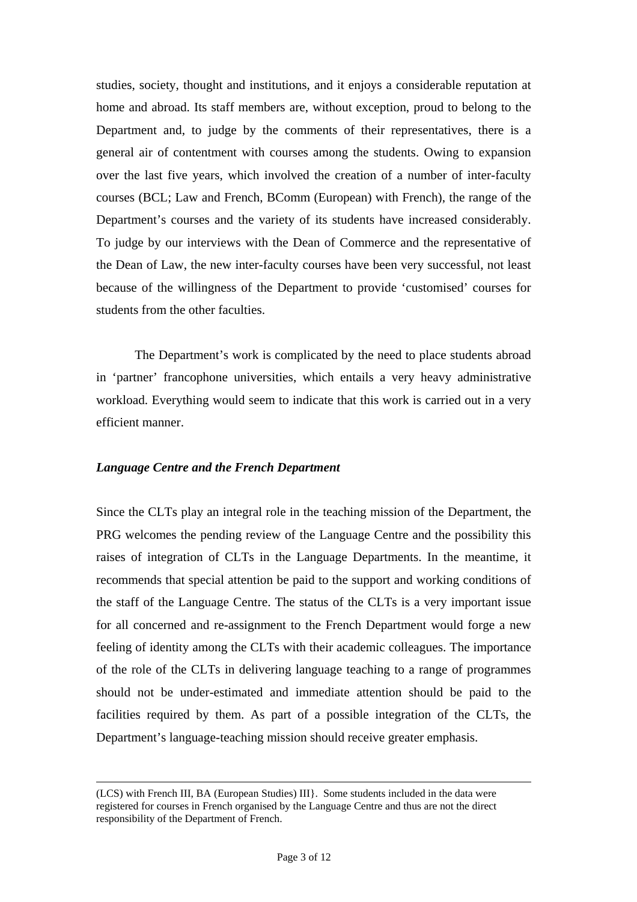studies, society, thought and institutions, and it enjoys a considerable reputation at home and abroad. Its staff members are, without exception, proud to belong to the Department and, to judge by the comments of their representatives, there is a general air of contentment with courses among the students. Owing to expansion over the last five years, which involved the creation of a number of inter-faculty courses (BCL; Law and French, BComm (European) with French), the range of the Department's courses and the variety of its students have increased considerably. To judge by our interviews with the Dean of Commerce and the representative of the Dean of Law, the new inter-faculty courses have been very successful, not least because of the willingness of the Department to provide 'customised' courses for students from the other faculties.

The Department's work is complicated by the need to place students abroad in 'partner' francophone universities, which entails a very heavy administrative workload. Everything would seem to indicate that this work is carried out in a very efficient manner.

***Language Centre and the French Department***

Since the CLTs play an integral role in the teaching mission of the Department, the PRG welcomes the pending review of the Language Centre and the possibility this raises of integration of CLTs in the Language Departments. In the meantime, it recommends that special attention be paid to the support and working conditions of the staff of the Language Centre. The status of the CLTs is a very important issue for all concerned and re-assignment to the French Department would forge a new feeling of identity among the CLTs with their academic colleagues. The importance of the role of the CLTs in delivering language teaching to a range of programmes should not be under-estimated and immediate attention should be paid to the facilities required by them. As part of a possible integration of the CLTs, the Department's language-teaching mission should receive greater emphasis.

---

(LCS) with French III, BA (European Studies) III}. Some students included in the data were registered for courses in French organised by the Language Centre and thus are not the direct responsibility of the Department of French.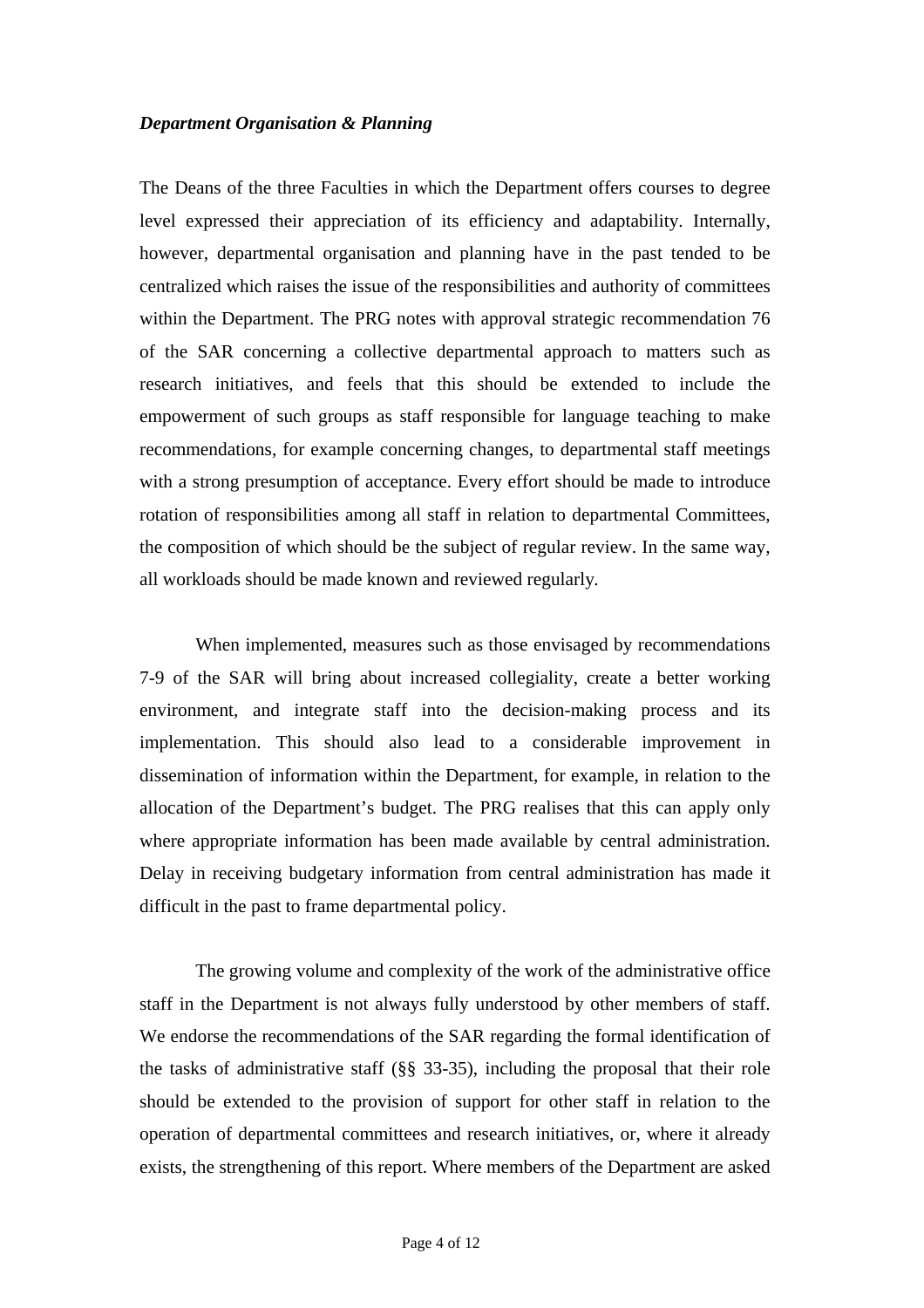***Department Organisation & Planning***

The Deans of the three Faculties in which the Department offers courses to degree level expressed their appreciation of its efficiency and adaptability. Internally, however, departmental organisation and planning have in the past tended to be centralized which raises the issue of the responsibilities and authority of committees within the Department. The PRG notes with approval strategic recommendation 76 of the SAR concerning a collective departmental approach to matters such as research initiatives, and feels that this should be extended to include the empowerment of such groups as staff responsible for language teaching to make recommendations, for example concerning changes, to departmental staff meetings with a strong presumption of acceptance. Every effort should be made to introduce rotation of responsibilities among all staff in relation to departmental Committees, the composition of which should be the subject of regular review. In the same way, all workloads should be made known and reviewed regularly.

When implemented, measures such as those envisaged by recommendations 7-9 of the SAR will bring about increased collegiality, create a better working environment, and integrate staff into the decision-making process and its implementation. This should also lead to a considerable improvement in dissemination of information within the Department, for example, in relation to the allocation of the Department's budget. The PRG realises that this can apply only where appropriate information has been made available by central administration. Delay in receiving budgetary information from central administration has made it difficult in the past to frame departmental policy.

The growing volume and complexity of the work of the administrative office staff in the Department is not always fully understood by other members of staff. We endorse the recommendations of the SAR regarding the formal identification of the tasks of administrative staff (§§ 33-35), including the proposal that their role should be extended to the provision of support for other staff in relation to the operation of departmental committees and research initiatives, or, where it already exists, the strengthening of this report. Where members of the Department are asked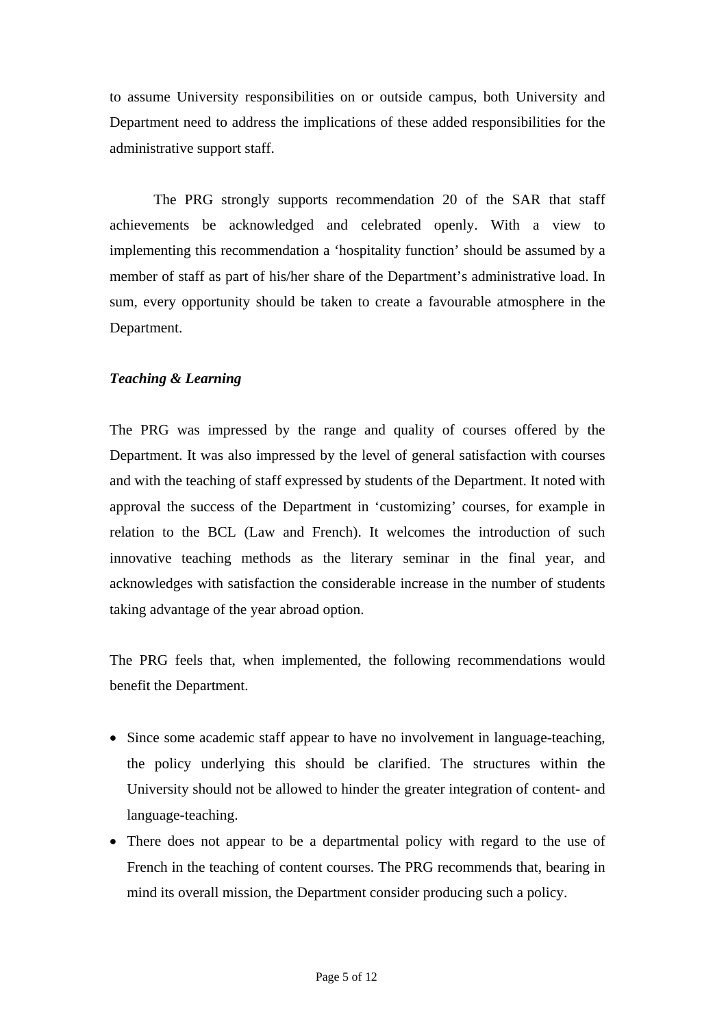to assume University responsibilities on or outside campus, both University and Department need to address the implications of these added responsibilities for the administrative support staff.

The PRG strongly supports recommendation 20 of the SAR that staff achievements be acknowledged and celebrated openly. With a view to implementing this recommendation a 'hospitality function' should be assumed by a member of staff as part of his/her share of the Department's administrative load. In sum, every opportunity should be taken to create a favourable atmosphere in the Department.

***Teaching & Learning***

The PRG was impressed by the range and quality of courses offered by the Department. It was also impressed by the level of general satisfaction with courses and with the teaching of staff expressed by students of the Department. It noted with approval the success of the Department in 'customizing' courses, for example in relation to the BCL (Law and French). It welcomes the introduction of such innovative teaching methods as the literary seminar in the final year, and acknowledges with satisfaction the considerable increase in the number of students taking advantage of the year abroad option.

The PRG feels that, when implemented, the following recommendations would benefit the Department.

- Since some academic staff appear to have no involvement in language-teaching, the policy underlying this should be clarified. The structures within the University should not be allowed to hinder the greater integration of content- and language-teaching.
- There does not appear to be a departmental policy with regard to the use of French in the teaching of content courses. The PRG recommends that, bearing in mind its overall mission, the Department consider producing such a policy.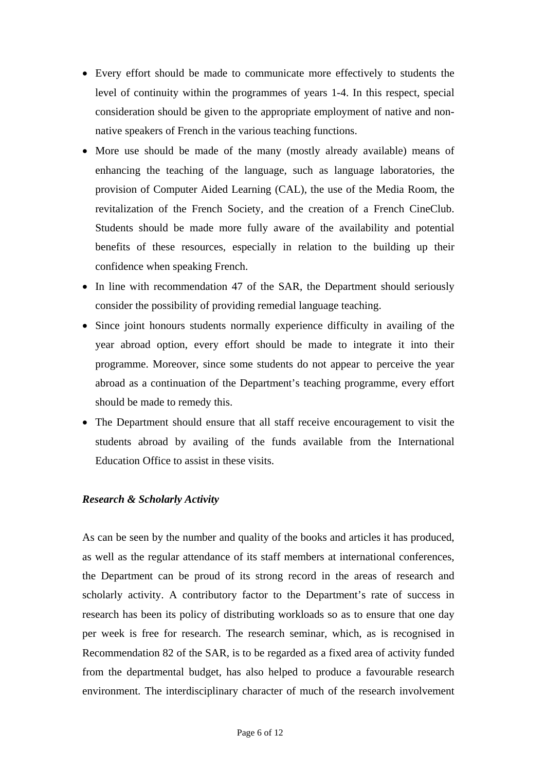- Every effort should be made to communicate more effectively to students the level of continuity within the programmes of years 1-4. In this respect, special consideration should be given to the appropriate employment of native and non-native speakers of French in the various teaching functions.
- More use should be made of the many (mostly already available) means of enhancing the teaching of the language, such as language laboratories, the provision of Computer Aided Learning (CAL), the use of the Media Room, the revitalization of the French Society, and the creation of a French CineClub. Students should be made more fully aware of the availability and potential benefits of these resources, especially in relation to the building up their confidence when speaking French.
- In line with recommendation 47 of the SAR, the Department should seriously consider the possibility of providing remedial language teaching.
- Since joint honours students normally experience difficulty in availing of the year abroad option, every effort should be made to integrate it into their programme. Moreover, since some students do not appear to perceive the year abroad as a continuation of the Department's teaching programme, every effort should be made to remedy this.
- The Department should ensure that all staff receive encouragement to visit the students abroad by availing of the funds available from the International Education Office to assist in these visits.

***Research & Scholarly Activity***

As can be seen by the number and quality of the books and articles it has produced, as well as the regular attendance of its staff members at international conferences, the Department can be proud of its strong record in the areas of research and scholarly activity. A contributory factor to the Department's rate of success in research has been its policy of distributing workloads so as to ensure that one day per week is free for research. The research seminar, which, as is recognised in Recommendation 82 of the SAR, is to be regarded as a fixed area of activity funded from the departmental budget, has also helped to produce a favourable research environment. The interdisciplinary character of much of the research involvement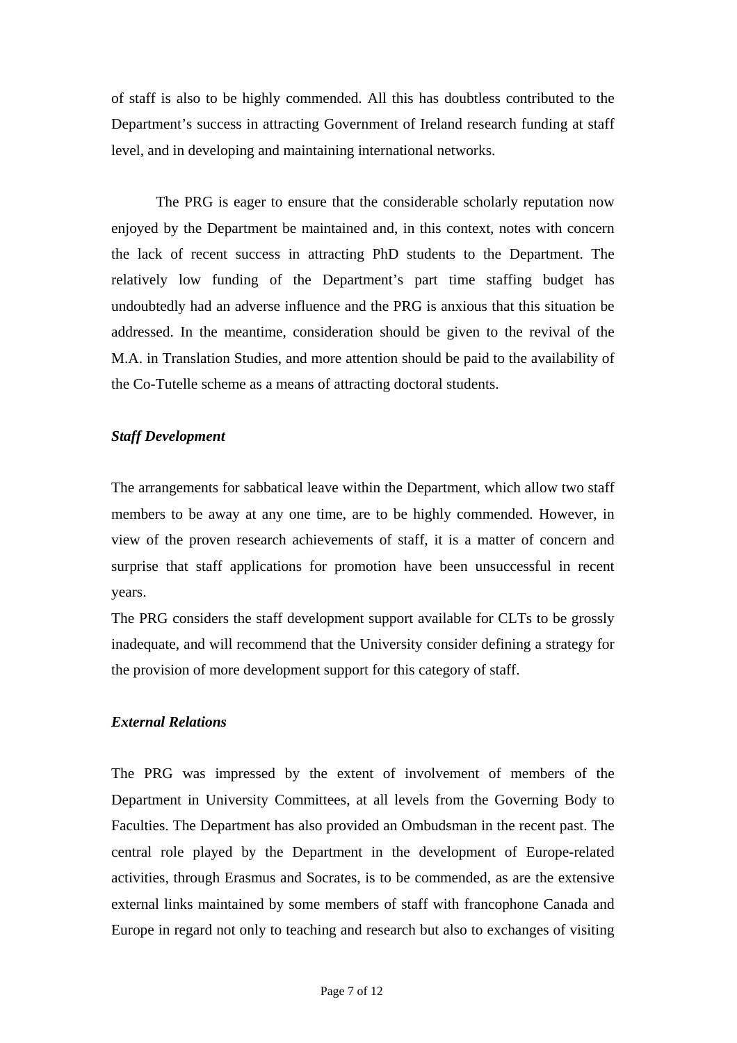of staff is also to be highly commended. All this has doubtless contributed to the Department's success in attracting Government of Ireland research funding at staff level, and in developing and maintaining international networks.

The PRG is eager to ensure that the considerable scholarly reputation now enjoyed by the Department be maintained and, in this context, notes with concern the lack of recent success in attracting PhD students to the Department. The relatively low funding of the Department's part time staffing budget has undoubtedly had an adverse influence and the PRG is anxious that this situation be addressed. In the meantime, consideration should be given to the revival of the M.A. in Translation Studies, and more attention should be paid to the availability of the Co-Tutelle scheme as a means of attracting doctoral students.

***Staff Development***

The arrangements for sabbatical leave within the Department, which allow two staff members to be away at any one time, are to be highly commended. However, in view of the proven research achievements of staff, it is a matter of concern and surprise that staff applications for promotion have been unsuccessful in recent years.

The PRG considers the staff development support available for CLTs to be grossly inadequate, and will recommend that the University consider defining a strategy for the provision of more development support for this category of staff.

***External Relations***

The PRG was impressed by the extent of involvement of members of the Department in University Committees, at all levels from the Governing Body to Faculties. The Department has also provided an Ombudsman in the recent past. The central role played by the Department in the development of Europe-related activities, through Erasmus and Socrates, is to be commended, as are the extensive external links maintained by some members of staff with francophone Canada and Europe in regard not only to teaching and research but also to exchanges of visiting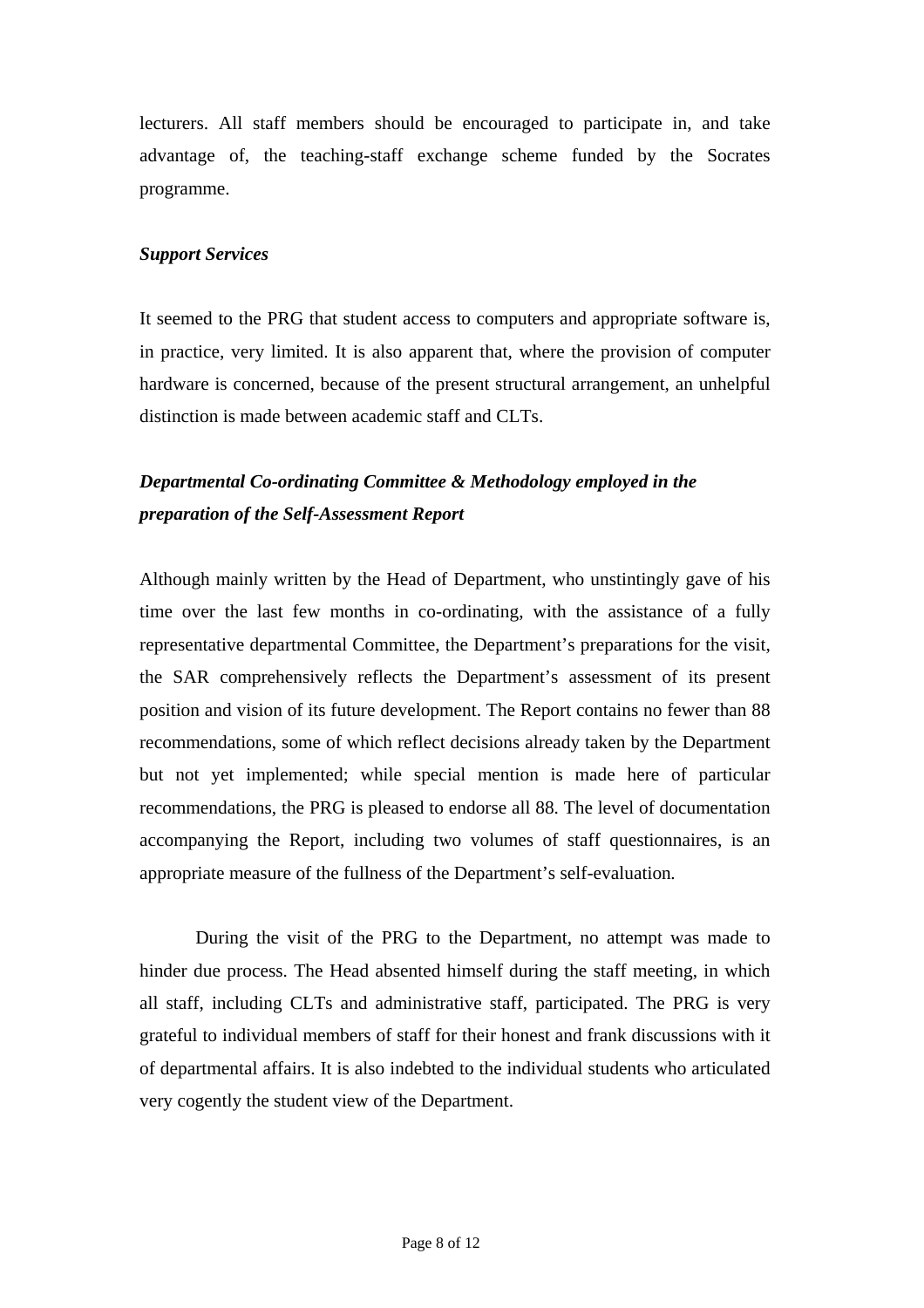lecturers. All staff members should be encouraged to participate in, and take advantage of, the teaching-staff exchange scheme funded by the Socrates programme.

***Support Services***

It seemed to the PRG that student access to computers and appropriate software is, in practice, very limited. It is also apparent that, where the provision of computer hardware is concerned, because of the present structural arrangement, an unhelpful distinction is made between academic staff and CLTs.

***Departmental Co-ordinating Committee & Methodology employed in the preparation of the Self-Assessment Report***

Although mainly written by the Head of Department, who unstintingly gave of his time over the last few months in co-ordinating, with the assistance of a fully representative departmental Committee, the Department's preparations for the visit, the SAR comprehensively reflects the Department's assessment of its present position and vision of its future development. The Report contains no fewer than 88 recommendations, some of which reflect decisions already taken by the Department but not yet implemented; while special mention is made here of particular recommendations, the PRG is pleased to endorse all 88. The level of documentation accompanying the Report, including two volumes of staff questionnaires, is an appropriate measure of the fullness of the Department's self-evaluation.

During the visit of the PRG to the Department, no attempt was made to hinder due process. The Head absented himself during the staff meeting, in which all staff, including CLTs and administrative staff, participated. The PRG is very grateful to individual members of staff for their honest and frank discussions with it of departmental affairs. It is also indebted to the individual students who articulated very cogently the student view of the Department.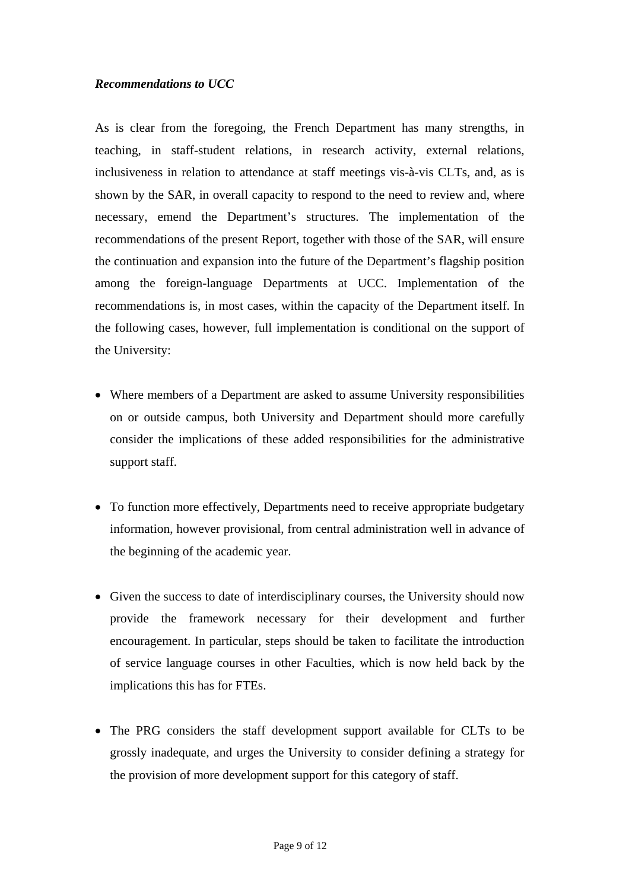***Recommendations to UCC***

As is clear from the foregoing, the French Department has many strengths, in teaching, in staff-student relations, in research activity, external relations, inclusiveness in relation to attendance at staff meetings vis-à-vis CLTs, and, as is shown by the SAR, in overall capacity to respond to the need to review and, where necessary, emend the Department's structures. The implementation of the recommendations of the present Report, together with those of the SAR, will ensure the continuation and expansion into the future of the Department's flagship position among the foreign-language Departments at UCC. Implementation of the recommendations is, in most cases, within the capacity of the Department itself. In the following cases, however, full implementation is conditional on the support of the University:

- Where members of a Department are asked to assume University responsibilities on or outside campus, both University and Department should more carefully consider the implications of these added responsibilities for the administrative support staff.

- To function more effectively, Departments need to receive appropriate budgetary information, however provisional, from central administration well in advance of the beginning of the academic year.

- Given the success to date of interdisciplinary courses, the University should now provide the framework necessary for their development and further encouragement. In particular, steps should be taken to facilitate the introduction of service language courses in other Faculties, which is now held back by the implications this has for FTEs.

- The PRG considers the staff development support available for CLTs to be grossly inadequate, and urges the University to consider defining a strategy for the provision of more development support for this category of staff.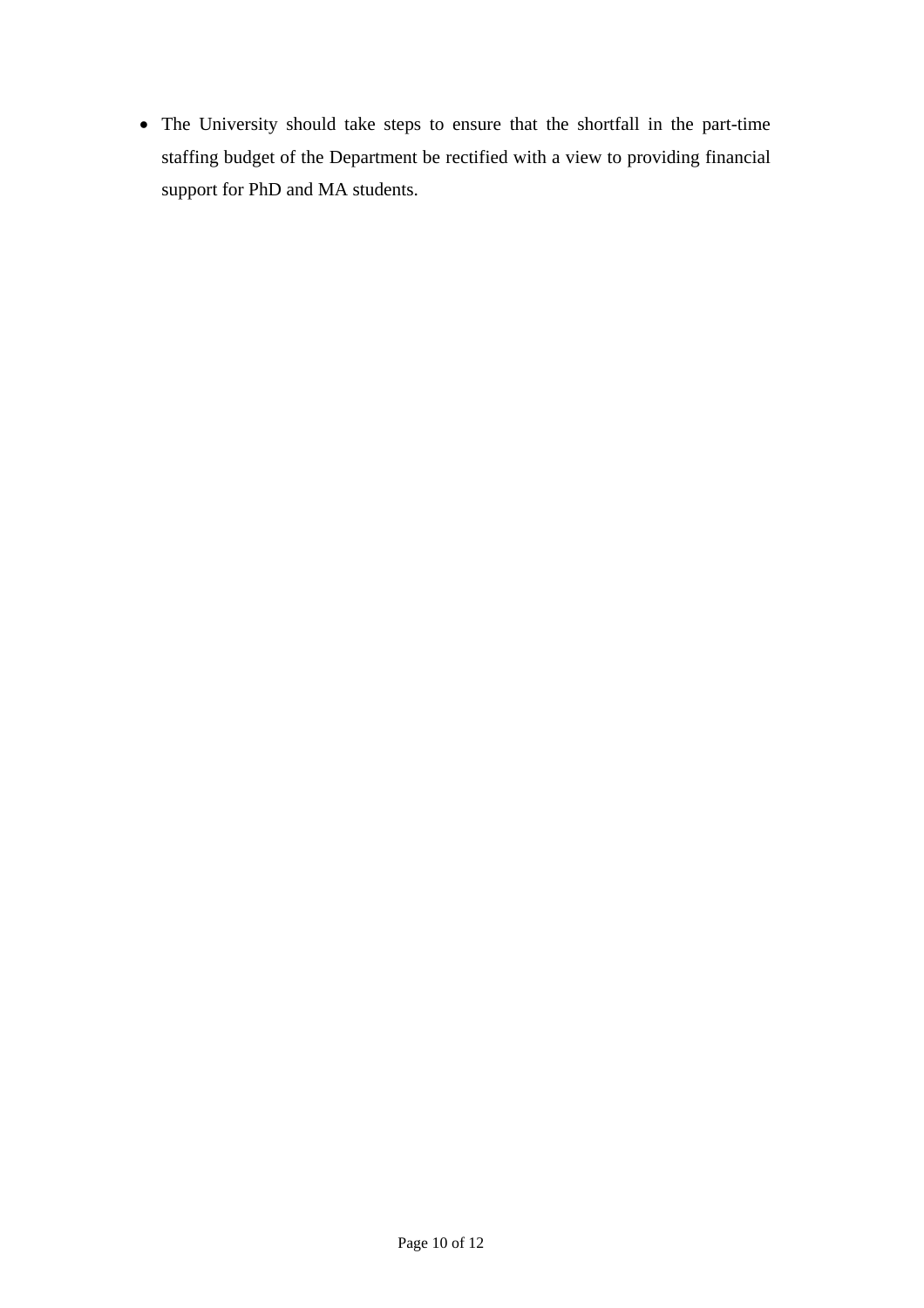- The University should take steps to ensure that the shortfall in the part-time staffing budget of the Department be rectified with a view to providing financial support for PhD and MA students.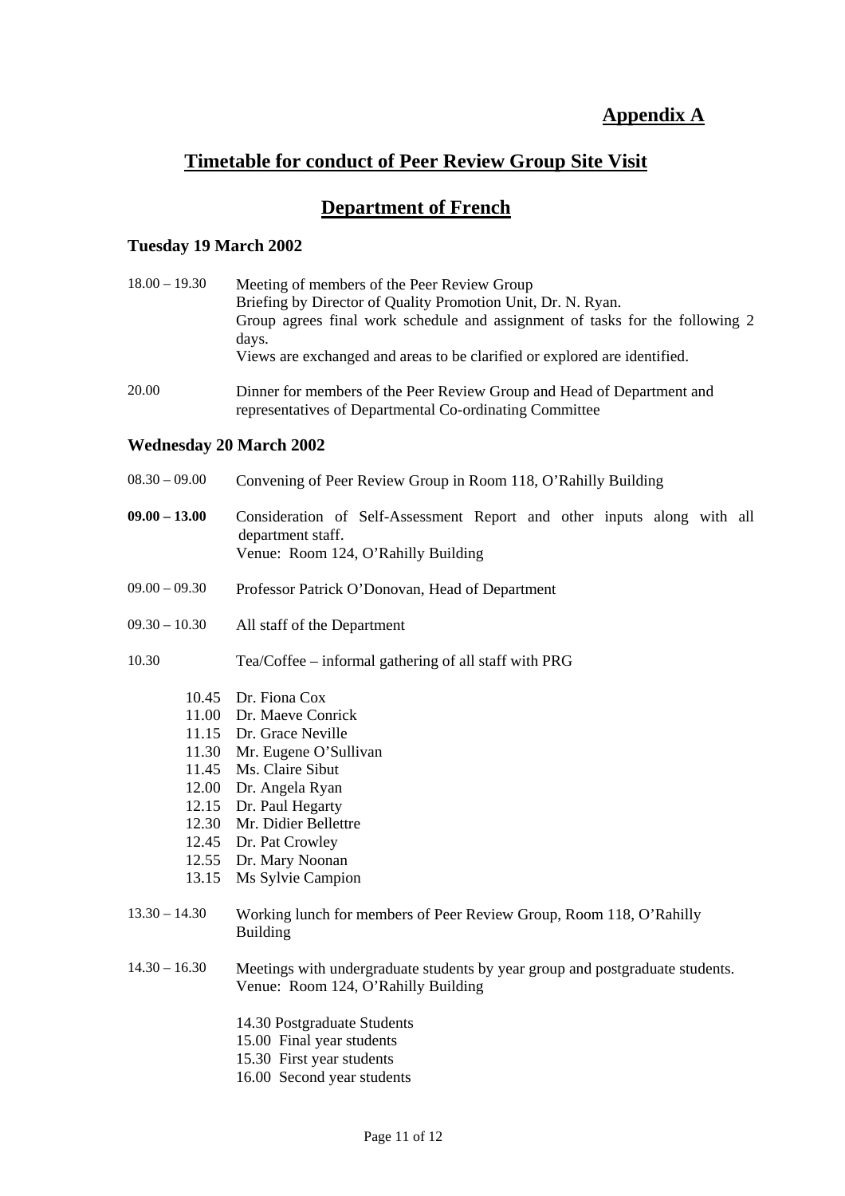**Appendix A**

# Timetable for conduct of Peer Review Group Site Visit

## Department of French

### Tuesday 19 March 2002

18.00 – 19.30 Meeting of members of the Peer Review Group
Briefing by Director of Quality Promotion Unit, Dr. N. Ryan.
Group agrees final work schedule and assignment of tasks for the following 2 days.
Views are exchanged and areas to be clarified or explored are identified.

20.00 Dinner for members of the Peer Review Group and Head of Department and representatives of Departmental Co-ordinating Committee

### Wednesday 20 March 2002

08.30 – 09.00 Convening of Peer Review Group in Room 118, O'Rahilly Building

**09.00 – 13.00** Consideration of Self-Assessment Report and other inputs along with all department staff.
Venue: Room 124, O'Rahilly Building

09.00 – 09.30 Professor Patrick O'Donovan, Head of Department

09.30 – 10.30 All staff of the Department

10.30 Tea/Coffee – informal gathering of all staff with PRG

- 10.45 Dr. Fiona Cox
- 11.00 Dr. Maeve Conrick
- 11.15 Dr. Grace Neville
- 11.30 Mr. Eugene O'Sullivan
- 11.45 Ms. Claire Sibut
- 12.00 Dr. Angela Ryan
- 12.15 Dr. Paul Hegarty
- 12.30 Mr. Didier Bellettre
- 12.45 Dr. Pat Crowley
- 12.55 Dr. Mary Noonan
- 13.15 Ms Sylvie Campion

13.30 – 14.30 Working lunch for members of Peer Review Group, Room 118, O'Rahilly Building

14.30 – 16.30 Meetings with undergraduate students by year group and postgraduate students.
Venue: Room 124, O'Rahilly Building

- 14.30 Postgraduate Students
- 15.00 Final year students
- 15.30 First year students
- 16.00 Second year students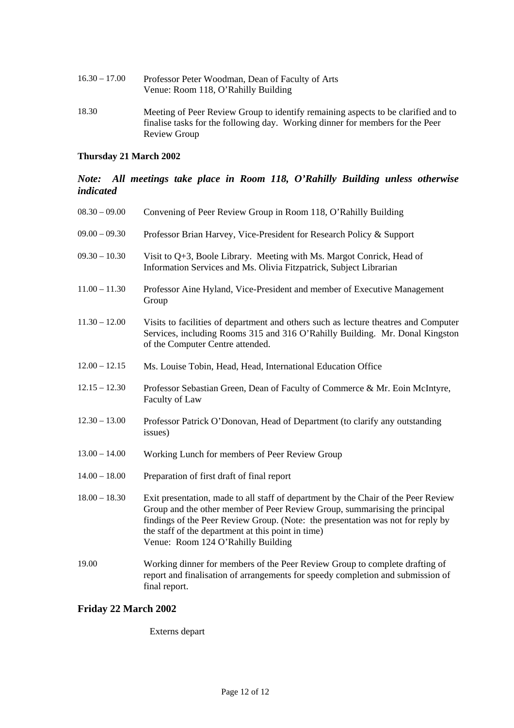| | |
|---|---|
| 16.30 – 17.00 | Professor Peter Woodman, Dean of Faculty of Arts<br>Venue: Room 118, O'Rahilly Building |
| 18.30 | Meeting of Peer Review Group to identify remaining aspects to be clarified and to finalise tasks for the following day. Working dinner for members for the Peer Review Group |

**Thursday 21 March 2002**

***Note: All meetings take place in Room 118, O'Rahilly Building unless otherwise indicated***

| | |
|---|---|
| 08.30 – 09.00 | Convening of Peer Review Group in Room 118, O'Rahilly Building |
| 09.00 – 09.30 | Professor Brian Harvey, Vice-President for Research Policy & Support |
| 09.30 – 10.30 | Visit to Q+3, Boole Library. Meeting with Ms. Margot Conrick, Head of Information Services and Ms. Olivia Fitzpatrick, Subject Librarian |
| 11.00 – 11.30 | Professor Aine Hyland, Vice-President and member of Executive Management Group |
| 11.30 – 12.00 | Visits to facilities of department and others such as lecture theatres and Computer Services, including Rooms 315 and 316 O'Rahilly Building. Mr. Donal Kingston of the Computer Centre attended. |
| 12.00 – 12.15 | Ms. Louise Tobin, Head, Head, International Education Office |
| 12.15 – 12.30 | Professor Sebastian Green, Dean of Faculty of Commerce & Mr. Eoin McIntyre, Faculty of Law |
| 12.30 – 13.00 | Professor Patrick O'Donovan, Head of Department (to clarify any outstanding issues) |
| 13.00 – 14.00 | Working Lunch for members of Peer Review Group |
| 14.00 – 18.00 | Preparation of first draft of final report |
| 18.00 – 18.30 | Exit presentation, made to all staff of department by the Chair of the Peer Review Group and the other member of Peer Review Group, summarising the principal findings of the Peer Review Group. (Note: the presentation was not for reply by the staff of the department at this point in time)<br>Venue: Room 124 O'Rahilly Building |
| 19.00 | Working dinner for members of the Peer Review Group to complete drafting of report and finalisation of arrangements for speedy completion and submission of final report. |

**Friday 22 March 2002**

Externs depart